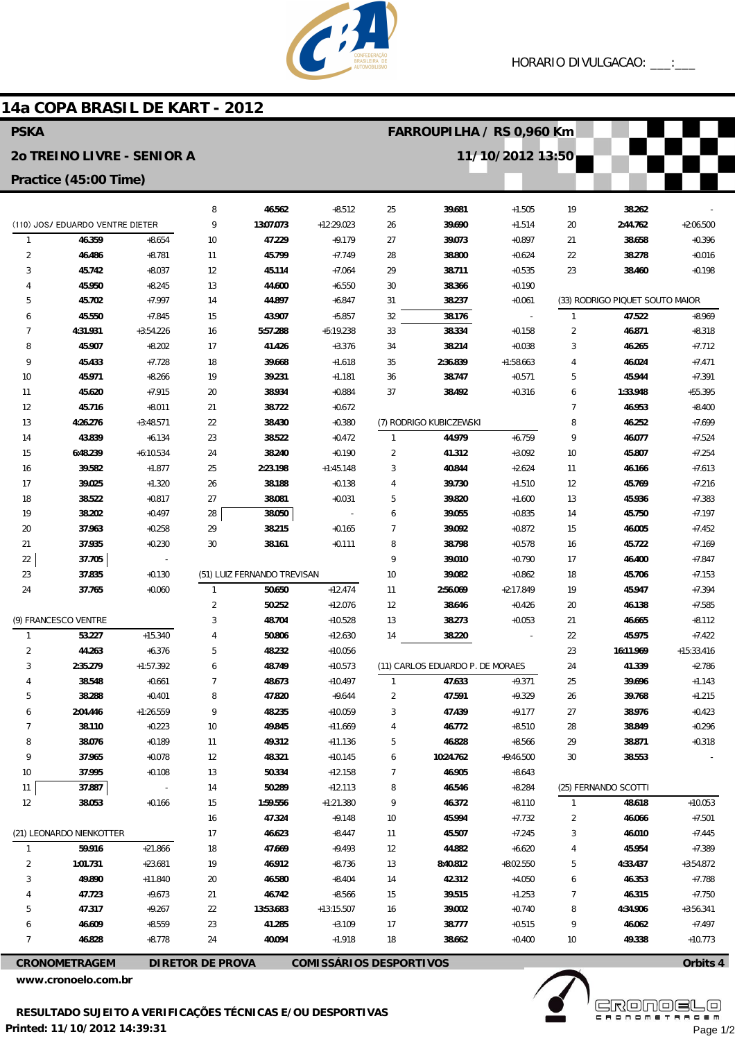HORARIO DIVULGACAO: ___:___

# 14a COPA BRASIL DE KART - 2012

**PSKA** — **FARROUPILHA / RS 0,960 Km**

**2o TREINO LIVRE - SENIOR A** — **11/10/2012 13:50**

**Practice (45:00 Time)**

### (110) JOS/ EDUARDO VENTRE DIETER

| Lap | Time | Diff |
|---|---|---|
| 1 | 46.359 | +8.654 |
| 2 | 46.486 | +8.781 |
| 3 | 45.742 | +8.037 |
| 4 | 45.950 | +8.245 |
| 5 | 45.702 | +7.997 |
| 6 | 45.550 | +7.845 |
| 7 | 4:31.931 | +3:54.226 |
| 8 | 45.907 | +8.202 |
| 9 | 45.433 | +7.728 |
| 10 | 45.971 | +8.266 |
| 11 | 45.620 | +7.915 |
| 12 | 45.716 | +8.011 |
| 13 | 4:26.276 | +3:48.571 |
| 14 | 43.839 | +6.134 |
| 15 | 6:48.239 | +6:10.534 |
| 16 | 39.582 | +1.877 |
| 17 | 39.025 | +1.320 |
| 18 | 38.522 | +0.817 |
| 19 | 38.202 | +0.497 |
| 20 | 37.963 | +0.258 |
| 21 | 37.935 | +0.230 |
| 22 | 37.705 | - |
| 23 | 37.835 | +0.130 |
| 24 | 37.765 | +0.060 |

### (9) FRANCESCO VENTRE

| Lap | Time | Diff |
|---|---|---|
| 1 | 53.227 | +15.340 |
| 2 | 44.263 | +6.376 |
| 3 | 2:35.279 | +1:57.392 |
| 4 | 38.548 | +0.661 |
| 5 | 38.288 | +0.401 |
| 6 | 2:04.446 | +1:26.559 |
| 7 | 38.110 | +0.223 |
| 8 | 38.076 | +0.189 |
| 9 | 37.965 | +0.078 |
| 10 | 37.995 | +0.108 |
| 11 | 37.887 | - |
| 12 | 38.053 | +0.166 |

### (21) LEONARDO NIENKOTTER

| Lap | Time | Diff |
|---|---|---|
| 1 | 59.916 | +21.866 |
| 2 | 1:01.731 | +23.681 |
| 3 | 49.890 | +11.840 |
| 4 | 47.723 | +9.673 |
| 5 | 47.317 | +9.267 |
| 6 | 46.609 | +8.559 |
| 7 | 46.828 | +8.778 |
| 8 | 46.562 | +8.512 |
| 9 | 13:07.073 | +12:29.023 |
| 10 | 47.229 | +9.179 |
| 11 | 45.799 | +7.749 |
| 12 | 45.114 | +7.064 |
| 13 | 44.600 | +6.550 |
| 14 | 44.897 | +6.847 |
| 15 | 43.907 | +5.857 |
| 16 | 5:57.288 | +5:19.238 |
| 17 | 41.426 | +3.376 |
| 18 | 39.668 | +1.618 |
| 19 | 39.231 | +1.181 |
| 20 | 38.934 | +0.884 |
| 21 | 38.722 | +0.672 |
| 22 | 38.430 | +0.380 |
| 23 | 38.522 | +0.472 |
| 24 | 38.240 | +0.190 |
| 25 | 2:23.198 | +1:45.148 |
| 26 | 38.188 | +0.138 |
| 27 | 38.081 | +0.031 |
| 28 | 38.050 | - |
| 29 | 38.215 | +0.165 |
| 30 | 38.161 | +0.111 |

### (51) LUIZ FERNANDO TREVISAN

| Lap | Time | Diff |
|---|---|---|
| 1 | 50.650 | +12.474 |
| 2 | 50.252 | +12.076 |
| 3 | 48.704 | +10.528 |
| 4 | 50.806 | +12.630 |
| 5 | 48.232 | +10.056 |
| 6 | 48.749 | +10.573 |
| 7 | 48.673 | +10.497 |
| 8 | 47.820 | +9.644 |
| 9 | 48.235 | +10.059 |
| 10 | 49.845 | +11.669 |
| 11 | 49.312 | +11.136 |
| 12 | 48.321 | +10.145 |
| 13 | 50.334 | +12.158 |
| 14 | 50.289 | +12.113 |
| 15 | 1:59.556 | +1:21.380 |
| 16 | 47.324 | +9.148 |
| 17 | 46.623 | +8.447 |
| 18 | 47.669 | +9.493 |
| 19 | 46.912 | +8.736 |
| 20 | 46.580 | +8.404 |
| 21 | 46.742 | +8.566 |
| 22 | 13:53.683 | +13:15.507 |
| 23 | 41.285 | +3.109 |
| 24 | 40.094 | +1.918 |
| 25 | 39.681 | +1.505 |
| 26 | 39.690 | +1.514 |
| 27 | 39.073 | +0.897 |
| 28 | 38.800 | +0.624 |
| 29 | 38.711 | +0.535 |
| 30 | 38.366 | +0.190 |
| 31 | 38.237 | +0.061 |
| 32 | 38.176 | - |
| 33 | 38.334 | +0.158 |
| 34 | 38.214 | +0.038 |
| 35 | 2:36.839 | +1:58.663 |
| 36 | 38.747 | +0.571 |
| 37 | 38.492 | +0.316 |

### (7) RODRIGO KUBICZEWSKI

| Lap | Time | Diff |
|---|---|---|
| 1 | 44.979 | +6.759 |
| 2 | 41.312 | +3.092 |
| 3 | 40.844 | +2.624 |
| 4 | 39.730 | +1.510 |
| 5 | 39.820 | +1.600 |
| 6 | 39.055 | +0.835 |
| 7 | 39.092 | +0.872 |
| 8 | 38.798 | +0.578 |
| 9 | 39.010 | +0.790 |
| 10 | 39.082 | +0.862 |
| 11 | 2:56.069 | +2:17.849 |
| 12 | 38.646 | +0.426 |
| 13 | 38.273 | +0.053 |
| 14 | 38.220 | - |

### (11) CARLOS EDUARDO P. DE MORAES

| Lap | Time | Diff |
|---|---|---|
| 1 | 47.633 | +9.371 |
| 2 | 47.591 | +9.329 |
| 3 | 47.439 | +9.177 |
| 4 | 46.772 | +8.510 |
| 5 | 46.828 | +8.566 |
| 6 | 10:24.762 | +9:46.500 |
| 7 | 46.905 | +8.643 |
| 8 | 46.546 | +8.284 |
| 9 | 46.372 | +8.110 |
| 10 | 45.994 | +7.732 |
| 11 | 45.507 | +7.245 |
| 12 | 44.882 | +6.620 |
| 13 | 8:40.812 | +8:02.550 |
| 14 | 42.312 | +4.050 |
| 15 | 39.515 | +1.253 |
| 16 | 39.002 | +0.740 |
| 17 | 38.777 | +0.515 |
| 18 | 38.662 | +0.400 |
| 19 | 38.262 | - |
| 20 | 2:44.762 | +2:06.500 |
| 21 | 38.658 | +0.396 |
| 22 | 38.278 | +0.016 |
| 23 | 38.460 | +0.198 |

### (33) RODRIGO PIQUET SOUTO MAIOR

| Lap | Time | Diff |
|---|---|---|
| 1 | 47.522 | +8.969 |
| 2 | 46.871 | +8.318 |
| 3 | 46.265 | +7.712 |
| 4 | 46.024 | +7.471 |
| 5 | 45.944 | +7.391 |
| 6 | 1:33.948 | +55.395 |
| 7 | 46.953 | +8.400 |
| 8 | 46.252 | +7.699 |
| 9 | 46.077 | +7.524 |
| 10 | 45.807 | +7.254 |
| 11 | 46.166 | +7.613 |
| 12 | 45.769 | +7.216 |
| 13 | 45.936 | +7.383 |
| 14 | 45.750 | +7.197 |
| 15 | 46.005 | +7.452 |
| 16 | 45.722 | +7.169 |
| 17 | 46.400 | +7.847 |
| 18 | 45.706 | +7.153 |
| 19 | 45.947 | +7.394 |
| 20 | 46.138 | +7.585 |
| 21 | 46.665 | +8.112 |
| 22 | 45.975 | +7.422 |
| 23 | 16:11.969 | +15:33.416 |
| 24 | 41.339 | +2.786 |
| 25 | 39.696 | +1.143 |
| 26 | 39.768 | +1.215 |
| 27 | 38.976 | +0.423 |
| 28 | 38.849 | +0.296 |
| 29 | 38.871 | +0.318 |
| 30 | 38.553 | - |

### (25) FERNANDO SCOTTI

| Lap | Time | Diff |
|---|---|---|
| 1 | 48.618 | +10.053 |
| 2 | 46.066 | +7.501 |
| 3 | 46.010 | +7.445 |
| 4 | 45.954 | +7.389 |
| 5 | 4:33.437 | +3:54.872 |
| 6 | 46.353 | +7.788 |
| 7 | 46.315 | +7.750 |
| 8 | 4:34.906 | +3:56.341 |
| 9 | 46.062 | +7.497 |
| 10 | 49.338 | +10.773 |

**CRONOMETRAGEM** &nbsp;&nbsp; **DIRETOR DE PROVA** &nbsp;&nbsp; **COMISSÁRIOS DESPORTIVOS** &nbsp;&nbsp; **Orbits 4**

www.cronoelo.com.br

**RESULTADO SUJEITO A VERIFICAÇÕES TÉCNICAS E/OU DESPORTIVAS**

**Printed: 11/10/2012 14:39:31**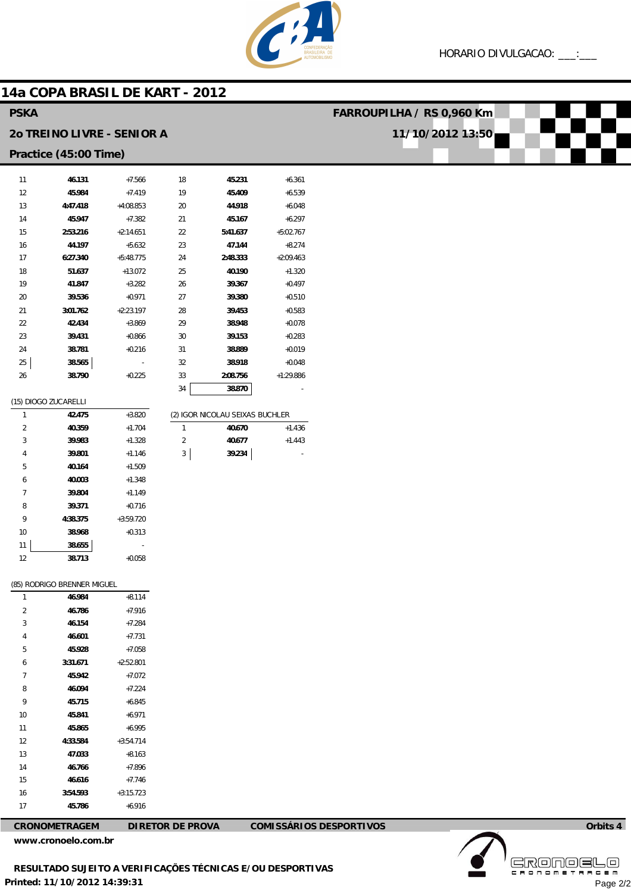# 14a COPA BRASIL DE KART - 2012

## PSKA

**FARROUPILHA / RS 0,960 Km**

**2o TREINO LIVRE - SENIOR A**

**11/10/2012 13:50**

**Practice (45:00 Time)**

HORARIO DIVULGACAO: ___:___

| | | |
|---|---|---|
| 11 | 46.131 | +7.566 |
| 12 | 45.984 | +7.419 |
| 13 | 4:47.418 | +4:08.853 |
| 14 | 45.947 | +7.382 |
| 15 | 2:53.216 | +2:14.651 |
| 16 | 44.197 | +5.632 |
| 17 | 6:27.340 | +5:48.775 |
| 18 | 51.637 | +13.072 |
| 19 | 41.847 | +3.282 |
| 20 | 39.536 | +0.971 |
| 21 | 3:01.762 | +2:23.197 |
| 22 | 42.434 | +3.869 |
| 23 | 39.431 | +0.866 |
| 24 | 38.781 | +0.216 |
| 25 | 38.565 | - |
| 26 | 38.790 | +0.225 |

(15) DIOGO ZUCARELLI

| | | |
|---|---|---|
| 1 | 42.475 | +3.820 |
| 2 | 40.359 | +1.704 |
| 3 | 39.983 | +1.328 |
| 4 | 39.801 | +1.146 |
| 5 | 40.164 | +1.509 |
| 6 | 40.003 | +1.348 |
| 7 | 39.804 | +1.149 |
| 8 | 39.371 | +0.716 |
| 9 | 4:38.375 | +3:59.720 |
| 10 | 38.968 | +0.313 |
| 11 | 38.655 | - |
| 12 | 38.713 | +0.058 |

(85) RODRIGO BRENNER MIGUEL

| | | |
|---|---|---|
| 1 | 46.984 | +8.114 |
| 2 | 46.786 | +7.916 |
| 3 | 46.154 | +7.284 |
| 4 | 46.601 | +7.731 |
| 5 | 45.928 | +7.058 |
| 6 | 3:31.671 | +2:52.801 |
| 7 | 45.942 | +7.072 |
| 8 | 46.094 | +7.224 |
| 9 | 45.715 | +6.845 |
| 10 | 45.841 | +6.971 |
| 11 | 45.865 | +6.995 |
| 12 | 4:33.584 | +3:54.714 |
| 13 | 47.033 | +8.163 |
| 14 | 46.766 | +7.896 |
| 15 | 46.616 | +7.746 |
| 16 | 3:54.593 | +3:15.723 |
| 17 | 45.786 | +6.916 |

| | | |
|---|---|---|
| 18 | 45.231 | +6.361 |
| 19 | 45.409 | +6.539 |
| 20 | 44.918 | +6.048 |
| 21 | 45.167 | +6.297 |
| 22 | 5:41.637 | +5:02.767 |
| 23 | 47.144 | +8.274 |
| 24 | 2:48.333 | +2:09.463 |
| 25 | 40.190 | +1.320 |
| 26 | 39.367 | +0.497 |
| 27 | 39.380 | +0.510 |
| 28 | 39.453 | +0.583 |
| 29 | 38.948 | +0.078 |
| 30 | 39.153 | +0.283 |
| 31 | 38.889 | +0.019 |
| 32 | 38.918 | +0.048 |
| 33 | 2:08.756 | +1:29.886 |
| 34 | 38.870 | - |

(2) IGOR NICOLAU SEIXAS BUCHLER

| | | |
|---|---|---|
| 1 | 40.670 | +1.436 |
| 2 | 40.677 | +1.443 |
| 3 | 39.234 | - |

**CRONOMETRAGEM** **DIRETOR DE PROVA** **COMISSÁRIOS DESPORTIVOS** **Orbits 4**

**www.cronoelo.com.br**

**RESULTADO SUJEITO A VERIFICAÇÕES TÉCNICAS E/OU DESPORTIVAS**

**Printed: 11/10/2012 14:39:31**